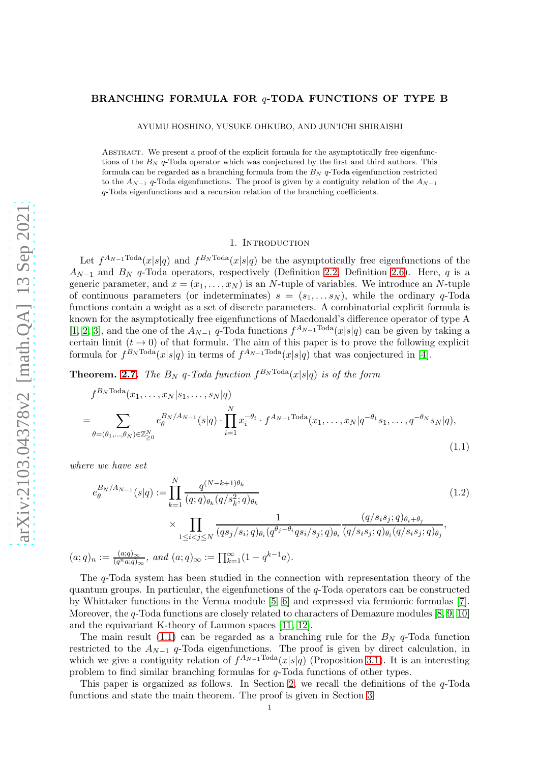# BRANCHING FORMULA FOR $q$-TODA FUNCTIONS OF TYPE B

AYUMU HOSHINO, YUSUKE OHKUBO, AND JUN'ICHI SHIRAISHI

Abstract. We present a proof of the explicit formula for the asymptotically free eigenfunctions of the $B_N$ $q$-Toda operator which was conjectured by the first and third authors. This formula can be regarded as a branching formula from the $B_N$ $q$-Toda eigenfunction restricted to the $A_{N-1}$ $q$-Toda eigenfunctions. The proof is given by a contiguity relation of the $A_{N-1}$ $q$-Toda eigenfunctions and a recursion relation of the branching coefficients.

## 1. Introduction

Let $f^{A_{N-1}\mathrm{Toda}}(x|s|q)$ and $f^{B_N\mathrm{Toda}}(x|s|q)$ be the asymptotically free eigenfunctions of the $A_{N-1}$ and $B_N$ $q$-Toda operators, respectively (Definition 2.2, Definition 2.6). Here, $q$ is a generic parameter, and $x=(x_1,\ldots,x_N)$ is an $N$-tuple of variables. We introduce an $N$-tuple of continuous parameters (or indeterminates) $s=(s_1,\ldots s_N)$, while the ordinary $q$-Toda functions contain a weight as a set of discrete parameters. A combinatorial explicit formula is known for the asymptotically free eigenfunctions of Macdonald's difference operator of type A [1, 2, 3], and the one of the $A_{N-1}$ $q$-Toda functions $f^{A_{N-1}\mathrm{Toda}}(x|s|q)$ can be given by taking a certain limit ($t\to 0$) of that formula. The aim of this paper is to prove the following explicit formula for $f^{B_N\mathrm{Toda}}(x|s|q)$ in terms of $f^{A_{N-1}\mathrm{Toda}}(x|s|q)$ that was conjectured in [4].

**Theorem. 2.7.** *The $B_N$ $q$-Toda function $f^{B_N\mathrm{Toda}}(x|s|q)$ is of the form*

$$
\begin{aligned}
&f^{B_N\mathrm{Toda}}(x_1,\ldots,x_N|s_1,\ldots,s_N|q)\\
&=\sum_{\theta=(\theta_1,\ldots,\theta_N)\in\mathbb{Z}^N_{\geq 0}} e^{B_N/A_{N-1}}_{\theta}(s|q)\cdot\prod_{i=1}^N x_i^{-\theta_i}\cdot f^{A_{N-1}\mathrm{Toda}}(x_1,\ldots,x_N|q^{-\theta_1}s_1,\ldots,q^{-\theta_N}s_N|q),
\end{aligned}
\tag{1.1}
$$

*where we have set*

$$
\begin{aligned}
e^{B_N/A_{N-1}}_{\theta}(s|q) :=& \prod_{k=1}^N \frac{q^{(N-k+1)\theta_k}}{(q;q)_{\theta_k}(q/s_k^2;q)_{\theta_k}}\\
&\times\prod_{1\leq i<j\leq N}\frac{1}{(qs_j/s_i;q)_{\theta_i}(q^{\theta_j-\theta_i}qs_i/s_j;q)_{\theta_i}}\frac{(q/s_is_j;q)_{\theta_i+\theta_j}}{(q/s_is_j;q)_{\theta_i}(q/s_is_j;q)_{\theta_j}},
\end{aligned}
\tag{1.2}
$$

$(a;q)_n:=\frac{(a;q)_\infty}{(q^na;q)_\infty}$, *and* $(a;q)_\infty:=\prod_{k=1}^\infty(1-q^{k-1}a)$.

The $q$-Toda system has been studied in the connection with representation theory of the quantum groups. In particular, the eigenfunctions of the $q$-Toda operators can be constructed by Whittaker functions in the Verma module [5, 6] and expressed via fermionic formulas [7]. Moreover, the $q$-Toda functions are closely related to characters of Demazure modules [8, 9, 10] and the equivariant K-theory of Laumon spaces [11, 12].

The main result (1.1) can be regarded as a branching rule for the $B_N$ $q$-Toda function restricted to the $A_{N-1}$ $q$-Toda eigenfunctions. The proof is given by direct calculation, in which we give a contiguity relation of $f^{A_{N-1}\mathrm{Toda}}(x|s|q)$ (Proposition 3.1). It is an interesting problem to find similar branching formulas for $q$-Toda functions of other types.

This paper is organized as follows. In Section 2, we recall the definitions of the $q$-Toda functions and state the main theorem. The proof is given in Section 3.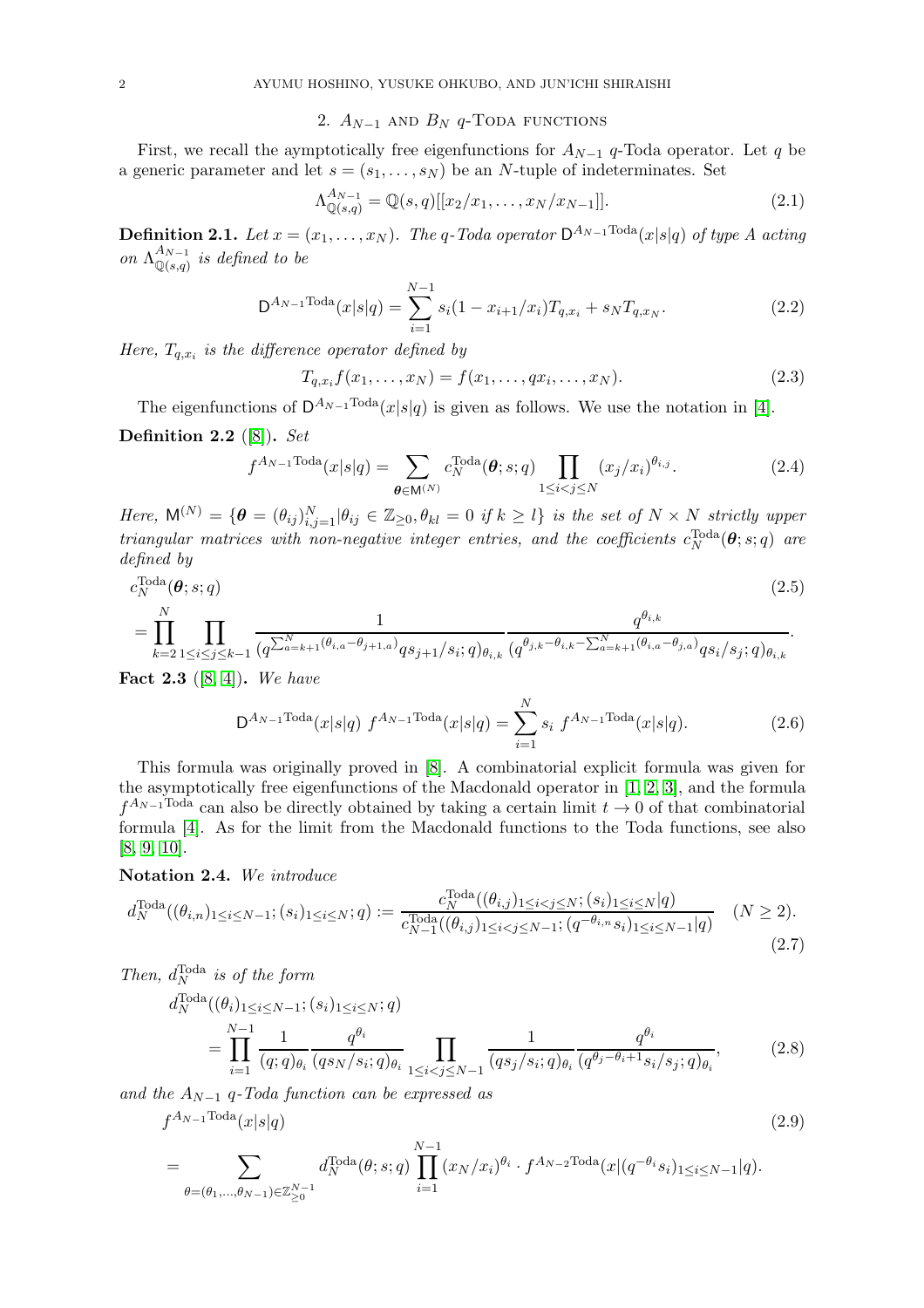## 2. $A_{N-1}$ and $B_N$ $q$-Toda functions

First, we recall the aymptotically free eigenfunctions for $A_{N-1}$ $q$-Toda operator. Let $q$ be a generic parameter and let $s = (s_1, \ldots, s_N)$ be an $N$-tuple of indeterminates. Set

$$\Lambda^{A_{N-1}}_{\mathbb{Q}(s,q)} = \mathbb{Q}(s,q)[[x_2/x_1, \ldots, x_N/x_{N-1}]]. \tag{2.1}$$

**Definition 2.1.** *Let $x = (x_1, \ldots, x_N)$. The $q$-Toda operator $\mathsf{D}^{A_{N-1}\mathrm{Toda}}(x|s|q)$ of type $A$ acting on $\Lambda^{A_{N-1}}_{\mathbb{Q}(s,q)}$ is defined to be*

$$\mathsf{D}^{A_{N-1}\mathrm{Toda}}(x|s|q) = \sum_{i=1}^{N-1} s_i(1 - x_{i+1}/x_i)T_{q,x_i} + s_N T_{q,x_N}. \tag{2.2}$$

*Here, $T_{q,x_i}$ is the difference operator defined by*

$$T_{q,x_i} f(x_1, \ldots, x_N) = f(x_1, \ldots, qx_i, \ldots, x_N). \tag{2.3}$$

The eigenfunctions of $\mathsf{D}^{A_{N-1}\mathrm{Toda}}(x|s|q)$ is given as follows. We use the notation in [4].

**Definition 2.2** ([8]). *Set*

$$f^{A_{N-1}\mathrm{Toda}}(x|s|q) = \sum_{\boldsymbol{\theta} \in \mathsf{M}^{(N)}} c_N^{\mathrm{Toda}}(\boldsymbol{\theta}; s; q) \prod_{1 \le i < j \le N} (x_j/x_i)^{\theta_{i,j}}. \tag{2.4}$$

*Here, $\mathsf{M}^{(N)} = \{\boldsymbol{\theta} = (\theta_{ij})_{i,j=1}^N | \theta_{ij} \in \mathbb{Z}_{\ge 0}, \theta_{kl} = 0 \text{ if } k \ge l\}$ is the set of $N \times N$ strictly upper triangular matrices with non-negative integer entries, and the coefficients $c_N^{\mathrm{Toda}}(\boldsymbol{\theta}; s; q)$ are defined by*

$$\begin{aligned} &c_N^{\mathrm{Toda}}(\boldsymbol{\theta}; s; q) \\ &= \prod_{k=2}^{N} \prod_{1 \le i \le j \le k-1} \frac{1}{(q^{\sum_{a=k+1}^{N}(\theta_{i,a} - \theta_{j+1,a})} q s_{j+1}/s_i; q)_{\theta_{i,k}}} \frac{q^{\theta_{i,k}}}{(q^{\theta_{j,k} - \theta_{i,k} - \sum_{a=k+1}^{N}(\theta_{i,a} - \theta_{j,a})} q s_i/s_j; q)_{\theta_{i,k}}}. \end{aligned} \tag{2.5}$$

**Fact 2.3** ([8, 4]). *We have*

$$\mathsf{D}^{A_{N-1}\mathrm{Toda}}(x|s|q)\ f^{A_{N-1}\mathrm{Toda}}(x|s|q) = \sum_{i=1}^{N} s_i\ f^{A_{N-1}\mathrm{Toda}}(x|s|q). \tag{2.6}$$

This formula was originally proved in [8]. A combinatorial explicit formula was given for the asymptotically free eigenfunctions of the Macdonald operator in [1, 2, 3], and the formula $f^{A_{N-1}\mathrm{Toda}}$ can also be directly obtained by taking a certain limit $t \to 0$ of that combinatorial formula [4]. As for the limit from the Macdonald functions to the Toda functions, see also [8, 9, 10].

**Notation 2.4.** *We introduce*

$$d_N^{\mathrm{Toda}}((\theta_{i,n})_{1 \le i \le N-1}; (s_i)_{1 \le i \le N}; q) := \frac{c_N^{\mathrm{Toda}}((\theta_{i,j})_{1 \le i < j \le N}; (s_i)_{1 \le i \le N}|q)}{c_{N-1}^{\mathrm{Toda}}((\theta_{i,j})_{1 \le i < j \le N-1}; (q^{-\theta_{i,n}} s_i)_{1 \le i \le N-1}|q)} \quad (N \ge 2). \tag{2.7}$$

*Then, $d_N^{\mathrm{Toda}}$ is of the form*

$$\begin{aligned} &d_N^{\mathrm{Toda}}((\theta_i)_{1 \le i \le N-1}; (s_i)_{1 \le i \le N}; q) \\ &\quad = \prod_{i=1}^{N-1} \frac{1}{(q;q)_{\theta_i}} \frac{q^{\theta_i}}{(q s_N/s_i; q)_{\theta_i}} \prod_{1 \le i < j \le N-1} \frac{1}{(q s_j/s_i; q)_{\theta_i}} \frac{q^{\theta_i}}{(q^{\theta_j - \theta_i + 1} s_i/s_j; q)_{\theta_i}}, \end{aligned} \tag{2.8}$$

*and the $A_{N-1}$ $q$-Toda function can be expressed as*

$$\begin{aligned} &f^{A_{N-1}\mathrm{Toda}}(x|s|q) \\ &= \sum_{\theta = (\theta_1, \ldots, \theta_{N-1}) \in \mathbb{Z}_{\ge 0}^{N-1}} d_N^{\mathrm{Toda}}(\theta; s; q) \prod_{i=1}^{N-1} (x_N/x_i)^{\theta_i} \cdot f^{A_{N-2}\mathrm{Toda}}(x|(q^{-\theta_i} s_i)_{1 \le i \le N-1}|q). \end{aligned} \tag{2.9}$$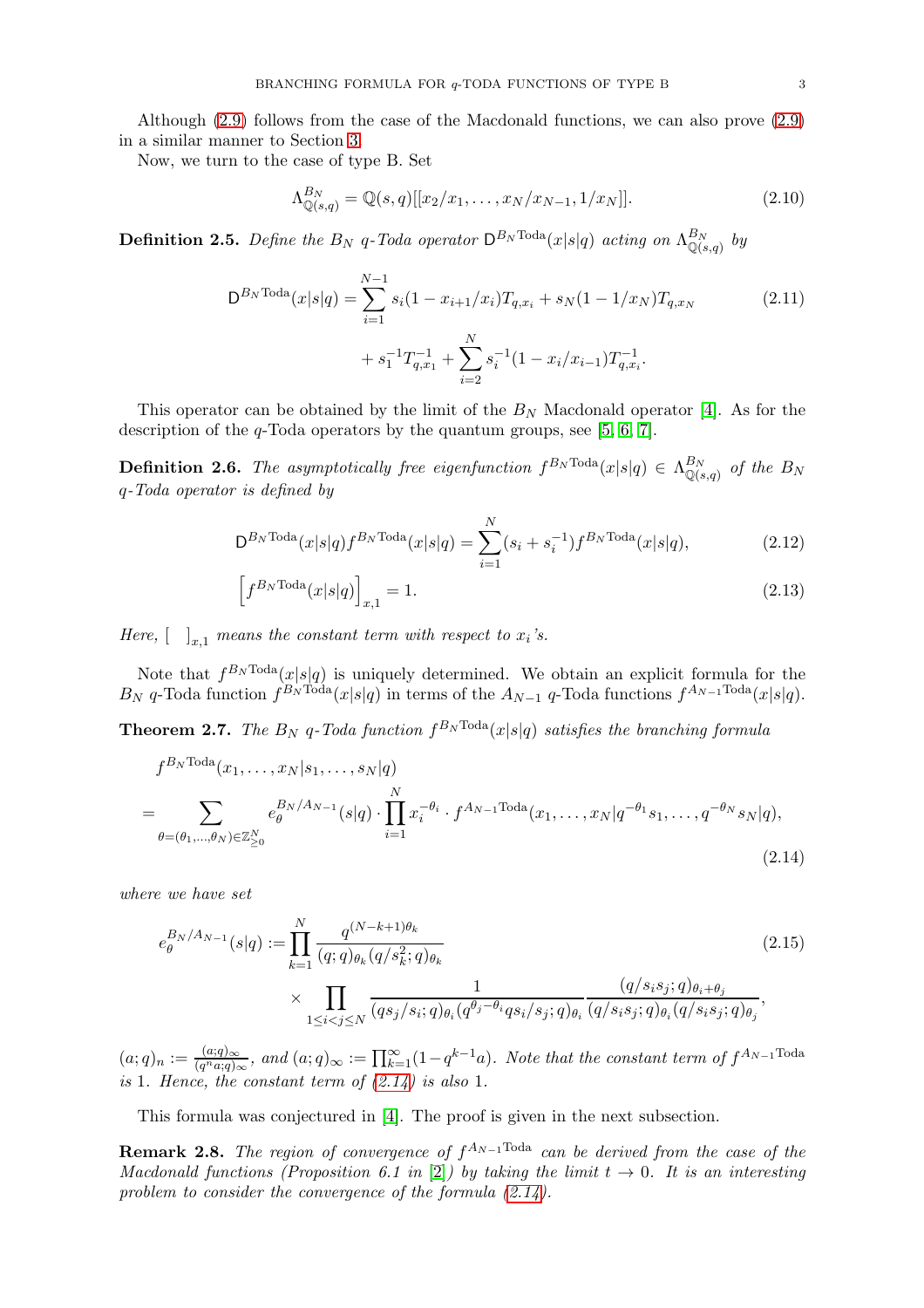Although (2.9) follows from the case of the Macdonald functions, we can also prove (2.9) in a similar manner to Section 3.

Now, we turn to the case of type B. Set

$$\Lambda^{B_N}_{\mathbb{Q}(s,q)} = \mathbb{Q}(s,q)[[x_2/x_1,\ldots,x_N/x_{N-1},1/x_N]]. \tag{2.10}$$

**Definition 2.5.** *Define the $B_N$ $q$-Toda operator $\mathsf{D}^{B_N\mathrm{Toda}}(x|s|q)$ acting on $\Lambda^{B_N}_{\mathbb{Q}(s,q)}$ by*

$$\begin{aligned}\mathsf{D}^{B_N\mathrm{Toda}}(x|s|q) = &\sum_{i=1}^{N-1} s_i(1-x_{i+1}/x_i)T_{q,x_i} + s_N(1-1/x_N)T_{q,x_N} \\ &+ s_1^{-1}T_{q,x_1}^{-1} + \sum_{i=2}^{N} s_i^{-1}(1-x_i/x_{i-1})T_{q,x_i}^{-1}.\end{aligned} \tag{2.11}$$

This operator can be obtained by the limit of the $B_N$ Macdonald operator [4]. As for the description of the $q$-Toda operators by the quantum groups, see [5, 6, 7].

**Definition 2.6.** *The asymptotically free eigenfunction $f^{B_N\mathrm{Toda}}(x|s|q) \in \Lambda^{B_N}_{\mathbb{Q}(s,q)}$ of the $B_N$ $q$-Toda operator is defined by*

$$\mathsf{D}^{B_N\mathrm{Toda}}(x|s|q)f^{B_N\mathrm{Toda}}(x|s|q) = \sum_{i=1}^{N}(s_i+s_i^{-1})f^{B_N\mathrm{Toda}}(x|s|q), \tag{2.12}$$

$$\Big[f^{B_N\mathrm{Toda}}(x|s|q)\Big]_{x,1} = 1. \tag{2.13}$$

*Here, $[\ \ ]_{x,1}$ means the constant term with respect to $x_i$'s.*

Note that $f^{B_N\mathrm{Toda}}(x|s|q)$ is uniquely determined. We obtain an explicit formula for the $B_N$ $q$-Toda function $f^{B_N\mathrm{Toda}}(x|s|q)$ in terms of the $A_{N-1}$ $q$-Toda functions $f^{A_{N-1}\mathrm{Toda}}(x|s|q)$.

**Theorem 2.7.** *The $B_N$ $q$-Toda function $f^{B_N\mathrm{Toda}}(x|s|q)$ satisfies the branching formula*

$$\begin{aligned}&f^{B_N\mathrm{Toda}}(x_1,\ldots,x_N|s_1,\ldots,s_N|q)\\ =&\sum_{\theta=(\theta_1,\ldots,\theta_N)\in\mathbb{Z}^N_{\geq 0}} e^{B_N/A_{N-1}}_\theta(s|q)\cdot\prod_{i=1}^{N}x_i^{-\theta_i}\cdot f^{A_{N-1}\mathrm{Toda}}(x_1,\ldots,x_N|q^{-\theta_1}s_1,\ldots,q^{-\theta_N}s_N|q),\end{aligned} \tag{2.14}$$

*where we have set*

$$\begin{aligned}e^{B_N/A_{N-1}}_\theta(s|q) := &\prod_{k=1}^{N}\frac{q^{(N-k+1)\theta_k}}{(q;q)_{\theta_k}(q/s_k^2;q)_{\theta_k}}\\ &\times\prod_{1\leq i<j\leq N}\frac{1}{(qs_j/s_i;q)_{\theta_i}(q^{\theta_j-\theta_i}qs_i/s_j;q)_{\theta_i}}\frac{(q/s_is_j;q)_{\theta_i+\theta_j}}{(q/s_is_j;q)_{\theta_i}(q/s_is_j;q)_{\theta_j}},\end{aligned} \tag{2.15}$$

*$(a;q)_n := \frac{(a;q)_\infty}{(q^na;q)_\infty}$, and $(a;q)_\infty := \prod_{k=1}^{\infty}(1-q^{k-1}a)$. Note that the constant term of $f^{A_{N-1}\mathrm{Toda}}$ is 1. Hence, the constant term of (2.14) is also 1.*

This formula was conjectured in [4]. The proof is given in the next subsection.

**Remark 2.8.** *The region of convergence of $f^{A_{N-1}\mathrm{Toda}}$ can be derived from the case of the Macdonald functions (Proposition 6.1 in [2]) by taking the limit $t\to 0$. It is an interesting problem to consider the convergence of the formula (2.14).*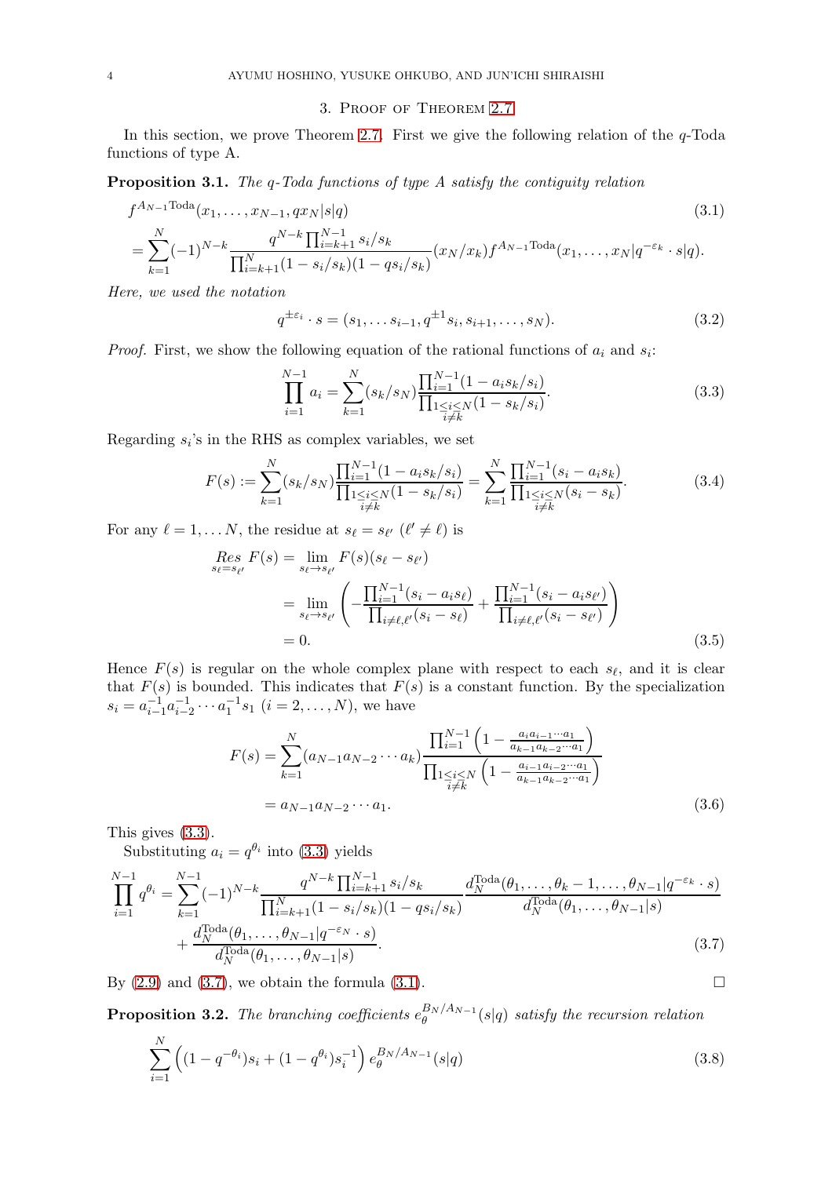## 3. Proof of Theorem 2.7

In this section, we prove Theorem 2.7. First we give the following relation of the $q$-Toda functions of type A.

**Proposition 3.1.** *The $q$-Toda functions of type A satisfy the contiguity relation*

$$
\begin{aligned}
&f^{A_{N-1}\mathrm{Toda}}(x_1,\dots,x_{N-1},qx_N|s|q) \\
&=\sum_{k=1}^{N}(-1)^{N-k}\frac{q^{N-k}\prod_{i=k+1}^{N-1}s_i/s_k}{\prod_{i=k+1}^{N}(1-s_i/s_k)(1-qs_i/s_k)}(x_N/x_k)f^{A_{N-1}\mathrm{Toda}}(x_1,\dots,x_N|q^{-\varepsilon_k}\cdot s|q).
\end{aligned}
\tag{3.1}
$$

*Here, we used the notation*

$$
q^{\pm\varepsilon_i}\cdot s=(s_1,\dots s_{i-1},q^{\pm 1}s_i,s_{i+1},\dots,s_N). \tag{3.2}
$$

*Proof.* First, we show the following equation of the rational functions of $a_i$ and $s_i$:

$$
\prod_{i=1}^{N-1}a_i=\sum_{k=1}^{N}(s_k/s_N)\frac{\prod_{i=1}^{N-1}(1-a_is_k/s_i)}{\prod_{\substack{1\le i\le N\\ i\ne k}}(1-s_k/s_i)}. \tag{3.3}
$$

Regarding $s_i$'s in the RHS as complex variables, we set

$$
F(s):=\sum_{k=1}^{N}(s_k/s_N)\frac{\prod_{i=1}^{N-1}(1-a_is_k/s_i)}{\prod_{\substack{1\le i\le N\\ i\ne k}}(1-s_k/s_i)}=\sum_{k=1}^{N}\frac{\prod_{i=1}^{N-1}(s_i-a_is_k)}{\prod_{\substack{1\le i\le N\\ i\ne k}}(s_i-s_k)}. \tag{3.4}
$$

For any $\ell=1,\dots N$, the residue at $s_\ell=s_{\ell'}$ $(\ell'\ne\ell)$ is

$$
\begin{aligned}
\mathop{Res}_{s_\ell=s_{\ell'}}F(s)&=\lim_{s_\ell\to s_{\ell'}}F(s)(s_\ell-s_{\ell'})\\
&=\lim_{s_\ell\to s_{\ell'}}\left(-\frac{\prod_{i=1}^{N-1}(s_i-a_is_\ell)}{\prod_{i\ne\ell,\ell'}(s_i-s_\ell)}+\frac{\prod_{i=1}^{N-1}(s_i-a_is_{\ell'})}{\prod_{i\ne\ell,\ell'}(s_i-s_{\ell'})}\right)\\
&=0.
\end{aligned}
\tag{3.5}
$$

Hence $F(s)$ is regular on the whole complex plane with respect to each $s_\ell$, and it is clear $F(s)$ is bounded. This indicates that $F(s)$ is a constant function. By the specialization $s_i=a_{i-1}^{-1}a_{i-2}^{-1}\cdots a_1^{-1}s_1$ $(i=2,\dots,N)$, we have

$$
\begin{aligned}
F(s)&=\sum_{k=1}^{N}(a_{N-1}a_{N-2}\cdots a_k)\frac{\prod_{i=1}^{N-1}\left(1-\frac{a_ia_{i-1}\cdots a_1}{a_{k-1}a_{k-2}\cdots a_1}\right)}{\prod_{\substack{1\le i\le N\\ i\ne k}}\left(1-\frac{a_{i-1}a_{i-2}\cdots a_1}{a_{k-1}a_{k-2}\cdots a_1}\right)}\\
&=a_{N-1}a_{N-2}\cdots a_1.
\end{aligned}
\tag{3.6}
$$

This gives (3.3).

Substituting $a_i=q^{\theta_i}$ into (3.3) yields

$$
\begin{aligned}
\prod_{i=1}^{N-1}q^{\theta_i}=&\sum_{k=1}^{N-1}(-1)^{N-k}\frac{q^{N-k}\prod_{i=k+1}^{N-1}s_i/s_k}{\prod_{i=k+1}^{N}(1-s_i/s_k)(1-qs_i/s_k)}\frac{d_N^{\mathrm{Toda}}(\theta_1,\dots,\theta_k-1,\dots,\theta_{N-1}|q^{-\varepsilon_k}\cdot s)}{d_N^{\mathrm{Toda}}(\theta_1,\dots,\theta_{N-1}|s)}\\
&+\frac{d_N^{\mathrm{Toda}}(\theta_1,\dots,\theta_{N-1}|q^{-\varepsilon_N}\cdot s)}{d_N^{\mathrm{Toda}}(\theta_1,\dots,\theta_{N-1}|s)}.
\end{aligned}
\tag{3.7}
$$

By (2.9) and (3.7), we obtain the formula (3.1). $\square$

**Proposition 3.2.** *The branching coefficients $e_\theta^{B_N/A_{N-1}}(s|q)$ satisfy the recursion relation*

$$
\sum_{i=1}^{N}\left((1-q^{-\theta_i})s_i+(1-q^{\theta_i})s_i^{-1}\right)e_\theta^{B_N/A_{N-1}}(s|q) \tag{3.8}
$$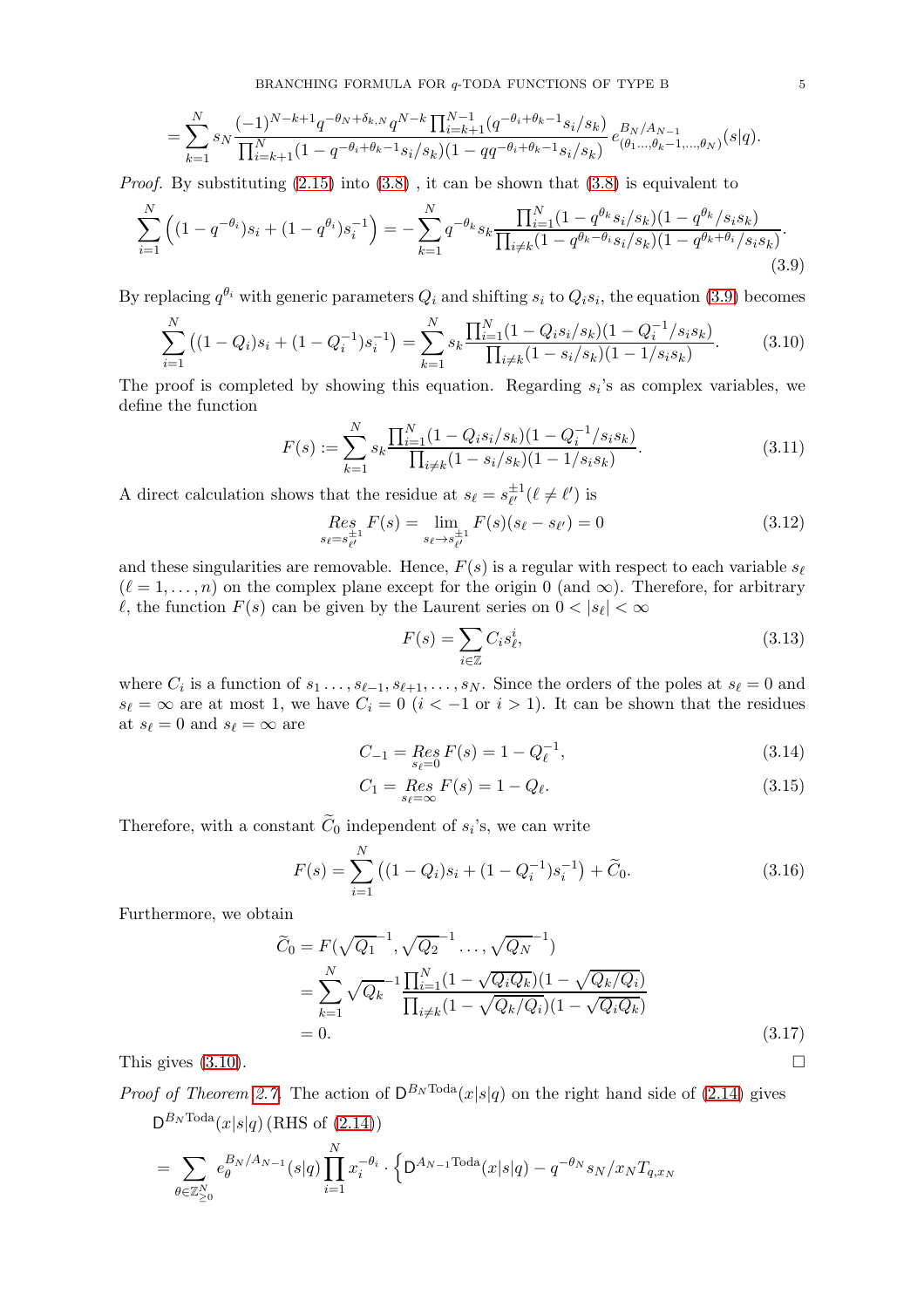$$= \sum_{k=1}^{N} s_N \frac{(-1)^{N-k+1} q^{-\theta_N+\delta_{k,N}} q^{N-k} \prod_{i=k+1}^{N-1} (q^{-\theta_i+\theta_k-1} s_i/s_k)}{\prod_{i=k+1}^{N} (1-q^{-\theta_i+\theta_k-1} s_i/s_k)(1-qq^{-\theta_i+\theta_k-1} s_i/s_k)} e^{B_N/A_{N-1}}_{(\theta_1\dots,\theta_k-1,\dots,\theta_N)}(s|q).$$

*Proof.* By substituting (2.15) into (3.8) , it can be shown that (3.8) is equivalent to

$$\sum_{i=1}^{N} \Big( (1-q^{-\theta_i}) s_i + (1-q^{\theta_i}) s_i^{-1} \Big) = - \sum_{k=1}^{N} q^{-\theta_k} s_k \frac{\prod_{i=1}^{N} (1-q^{\theta_k} s_i/s_k)(1-q^{\theta_k}/s_i s_k)}{\prod_{i\neq k} (1-q^{\theta_k-\theta_i} s_i/s_k)(1-q^{\theta_k+\theta_i}/s_i s_k)}. \tag{3.9}$$

By replacing $q^{\theta_i}$ with generic parameters $Q_i$ and shifting $s_i$ to $Q_i s_i$, the equation (3.9) becomes

$$\sum_{i=1}^{N} \left( (1-Q_i) s_i + (1-Q_i^{-1}) s_i^{-1} \right) = \sum_{k=1}^{N} s_k \frac{\prod_{i=1}^{N} (1-Q_i s_i/s_k)(1-Q_i^{-1}/s_i s_k)}{\prod_{i\neq k} (1-s_i/s_k)(1-1/s_i s_k)}. \tag{3.10}$$

The proof is completed by showing this equation. Regarding $s_i$'s as complex variables, we define the function

$$F(s) := \sum_{k=1}^{N} s_k \frac{\prod_{i=1}^{N} (1-Q_i s_i/s_k)(1-Q_i^{-1}/s_i s_k)}{\prod_{i\neq k} (1-s_i/s_k)(1-1/s_i s_k)}. \tag{3.11}$$

A direct calculation shows that the residue at $s_\ell = s_{\ell'}^{\pm 1} (\ell \neq \ell')$ is

$$\underset{s_\ell = s_{\ell'}^{\pm 1}}{Res}\, F(s) = \lim_{s_\ell \to s_{\ell'}^{\pm 1}} F(s)(s_\ell - s_{\ell'}) = 0 \tag{3.12}$$

and these singularities are removable. Hence, $F(s)$ is a regular with respect to each variable $s_\ell$ $(\ell = 1, \dots, n)$ on the complex plane except for the origin 0 (and $\infty$). Therefore, for arbitrary $\ell$, the function $F(s)$ can be given by the Laurent series on $0 < |s_\ell| < \infty$

$$F(s) = \sum_{i\in\mathbb{Z}} C_i s_\ell^i, \tag{3.13}$$

where $C_i$ is a function of $s_1 \dots, s_{\ell-1}, s_{\ell+1}, \dots, s_N$. Since the orders of the poles at $s_\ell = 0$ and $s_\ell = \infty$ are at most 1, we have $C_i = 0$ $(i < -1$ or $i > 1)$. It can be shown that the residues at $s_\ell = 0$ and $s_\ell = \infty$ are

$$C_{-1} = \underset{s_\ell=0}{Res}\, F(s) = 1 - Q_\ell^{-1}, \tag{3.14}$$

$$C_1 = \underset{s_\ell=\infty}{Res}\, F(s) = 1 - Q_\ell. \tag{3.15}$$

Therefore, with a constant $\widetilde{C}_0$ independent of $s_i$'s, we can write

$$F(s) = \sum_{i=1}^{N} \left( (1-Q_i) s_i + (1-Q_i^{-1}) s_i^{-1} \right) + \widetilde{C}_0. \tag{3.16}$$

Furthermore, we obtain

$$\begin{aligned} \widetilde{C}_0 &= F(\sqrt{Q_1}^{-1}, \sqrt{Q_2}^{-1} \dots, \sqrt{Q_N}^{-1}) \\ &= \sum_{k=1}^{N} \sqrt{Q_k}^{-1} \frac{\prod_{i=1}^{N} (1-\sqrt{Q_i Q_k})(1-\sqrt{Q_k/Q_i})}{\prod_{i\neq k} (1-\sqrt{Q_k/Q_i})(1-\sqrt{Q_i Q_k})} \\ &= 0. \end{aligned} \tag{3.17}$$

This gives (3.10). $\square$

*Proof of Theorem 2.7.* The action of $\mathsf{D}^{B_N \mathrm{Toda}}(x|s|q)$ on the right hand side of (2.14) gives

$$\mathsf{D}^{B_N \mathrm{Toda}}(x|s|q)\,(\text{RHS of (2.14)})$$

$$= \sum_{\theta \in \mathbb{Z}_{\geq 0}^N} e_\theta^{B_N/A_{N-1}}(s|q) \prod_{i=1}^{N} x_i^{-\theta_i} \cdot \Big\{ \mathsf{D}^{A_{N-1} \mathrm{Toda}}(x|s|q) - q^{-\theta_N} s_N/x_N T_{q,x_N}$$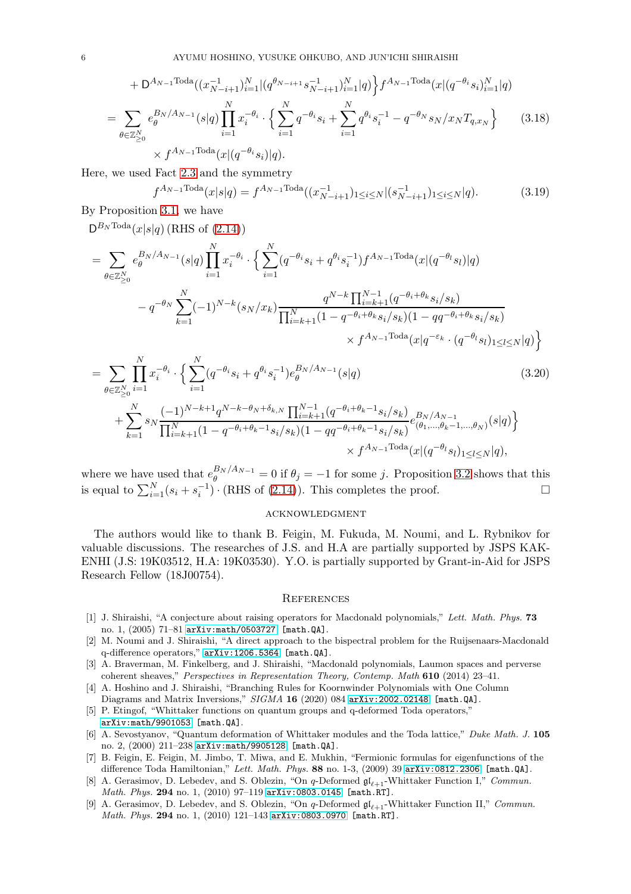$$
+ \mathsf{D}^{A_{N-1}\mathrm{Toda}}((x_{N-i+1}^{-1})_{i=1}^N|(q^{\theta_{N-i+1}}s_{N-i+1}^{-1})_{i=1}^N|q)\Big\} f^{A_{N-1}\mathrm{Toda}}(x|(q^{-\theta_i}s_i)_{i=1}^N|q)
$$

$$
= \sum_{\theta\in\mathbb{Z}_{\geq 0}^N} e_\theta^{B_N/A_{N-1}}(s|q)\prod_{i=1}^N x_i^{-\theta_i}\cdot\Big\{\sum_{i=1}^N q^{-\theta_i}s_i + \sum_{i=1}^N q^{\theta_i}s_i^{-1} - q^{-\theta_N}s_N/x_N T_{q,x_N}\Big\} \tag{3.18}
$$

$$
\times f^{A_{N-1}\mathrm{Toda}}(x|(q^{-\theta_i}s_i)|q).
$$

Here, we used Fact 2.3 and the symmetry

$$
f^{A_{N-1}\mathrm{Toda}}(x|s|q) = f^{A_{N-1}\mathrm{Toda}}((x_{N-i+1}^{-1})_{1\leq i\leq N}|(s_{N-i+1}^{-1})_{1\leq i\leq N}|q). \tag{3.19}
$$

By Proposition 3.1, we have

$\mathsf{D}^{B_N\mathrm{Toda}}(x|s|q)$ (RHS of (2.14))

$$
= \sum_{\theta\in\mathbb{Z}_{\geq 0}^N} e_\theta^{B_N/A_{N-1}}(s|q)\prod_{i=1}^N x_i^{-\theta_i}\cdot\Big\{\sum_{i=1}^N (q^{-\theta_i}s_i + q^{\theta_i}s_i^{-1}) f^{A_{N-1}\mathrm{Toda}}(x|(q^{-\theta_l}s_l)|q)
$$

$$
- q^{-\theta_N}\sum_{k=1}^N (-1)^{N-k}(s_N/x_k)\frac{q^{N-k}\prod_{i=k+1}^{N-1}(q^{-\theta_i+\theta_k}s_i/s_k)}{\prod_{i=k+1}^N(1-q^{-\theta_i+\theta_k}s_i/s_k)(1-qq^{-\theta_i+\theta_k}s_i/s_k)}
$$

$$
\times f^{A_{N-1}\mathrm{Toda}}(x|q^{-\varepsilon_k}\cdot(q^{-\theta_l}s_l)_{1\leq l\leq N}|q)\Big\}
$$

$$
= \sum_{\theta\in\mathbb{Z}_{\geq 0}^N}\prod_{i=1}^N x_i^{-\theta_i}\cdot\Big\{\sum_{i=1}^N(q^{-\theta_i}s_i + q^{\theta_i}s_i^{-1})e_\theta^{B_N/A_{N-1}}(s|q) \tag{3.20}
$$

$$
+ \sum_{k=1}^N s_N\frac{(-1)^{N-k+1}q^{N-k-\theta_N+\delta_{k,N}}\prod_{i=k+1}^{N-1}(q^{-\theta_i+\theta_k-1}s_i/s_k)}{\prod_{i=k+1}^N(1-q^{-\theta_i+\theta_k-1}s_i/s_k)(1-qq^{-\theta_i+\theta_k-1}s_i/s_k)} e^{B_N/A_{N-1}}_{(\theta_1,\ldots,\theta_k-1,\ldots,\theta_N)}(s|q)\Big\}
$$

$$
\times f^{A_{N-1}\mathrm{Toda}}(x|(q^{-\theta_l}s_l)_{1\leq l\leq N}|q),
$$

where we have used that $e_\theta^{B_N/A_{N-1}} = 0$ if $\theta_j = -1$ for some $j$. Proposition 3.2 shows that this is equal to $\sum_{i=1}^N(s_i + s_i^{-1})\cdot$ (RHS of (2.14)). This completes the proof. □

## Acknowledgment

The authors would like to thank B. Feigin, M. Fukuda, M. Noumi, and L. Rybnikov for valuable discussions. The researches of J.S. and H.A are partially supported by JSPS KAKENHI (J.S: 19K03512, H.A: 19K03530). Y.O. is partially supported by Grant-in-Aid for JSPS Research Fellow (18J00754).

## References

[1] J. Shiraishi, "A conjecture about raising operators for Macdonald polynomials," *Lett. Math. Phys.* **73** no. 1, (2005) 71–81 arXiv:math/0503727 [math.QA].

[2] M. Noumi and J. Shiraishi, "A direct approach to the bispectral problem for the Ruijsenaars-Macdonald q-difference operators," arXiv:1206.5364 [math.QA].

[3] A. Braverman, M. Finkelberg, and J. Shiraishi, "Macdonald polynomials, Laumon spaces and perverse coherent sheaves," *Perspectives in Representation Theory, Contemp. Math* **610** (2014) 23–41.

[4] A. Hoshino and J. Shiraishi, "Branching Rules for Koornwinder Polynomials with One Column Diagrams and Matrix Inversions," *SIGMA* **16** (2020) 084 arXiv:2002.02148 [math.QA].

[5] P. Etingof, "Whittaker functions on quantum groups and q-deformed Toda operators," arXiv:math/9901053 [math.QA].

[6] A. Sevostyanov, "Quantum deformation of Whittaker modules and the Toda lattice," *Duke Math. J.* **105** no. 2, (2000) 211–238 arXiv:math/9905128 [math.QA].

[7] B. Feigin, E. Feigin, M. Jimbo, T. Miwa, and E. Mukhin, "Fermionic formulas for eigenfunctions of the difference Toda Hamiltonian," *Lett. Math. Phys.* **88** no. 1-3, (2009) 39 arXiv:0812.2306 [math.QA].

[8] A. Gerasimov, D. Lebedev, and S. Oblezin, "On $q$-Deformed $\mathfrak{gl}_{\ell+1}$-Whittaker Function I," *Commun. Math. Phys.* **294** no. 1, (2010) 97–119 arXiv:0803.0145 [math.RT].

[9] A. Gerasimov, D. Lebedev, and S. Oblezin, "On $q$-Deformed $\mathfrak{gl}_{\ell+1}$-Whittaker Function II," *Commun. Math. Phys.* **294** no. 1, (2010) 121–143 arXiv:0803.0970 [math.RT].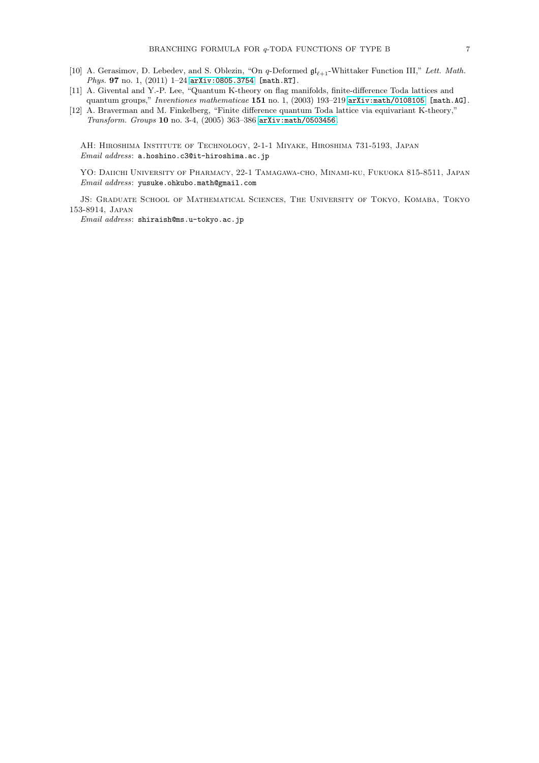[10] A. Gerasimov, D. Lebedev, and S. Oblezin, "On $q$-Deformed $\mathfrak{gl}_{\ell+1}$-Whittaker Function III," *Lett. Math. Phys.* **97** no. 1, (2011) 1–24 arXiv:0805.3754 [math.RT].

[11] A. Givental and Y.-P. Lee, "Quantum K-theory on flag manifolds, finite-difference Toda lattices and quantum groups," *Inventiones mathematicae* **151** no. 1, (2003) 193–219 arXiv:math/0108105 [math.AG].

[12] A. Braverman and M. Finkelberg, "Finite difference quantum Toda lattice via equivariant K-theory," *Transform. Groups* **10** no. 3-4, (2005) 363–386 arXiv:math/0503456.

AH: Hiroshima Institute of Technology, 2-1-1 Miyake, Hiroshima 731-5193, Japan
*Email address*: a.hoshino.c3@it-hiroshima.ac.jp

YO: Daiichi University of Pharmacy, 22-1 Tamagawa-cho, Minami-ku, Fukuoka 815-8511, Japan
*Email address*: yusuke.ohkubo.math@gmail.com

JS: Graduate School of Mathematical Sciences, The University of Tokyo, Komaba, Tokyo 153-8914, Japan
*Email address*: shiraish@ms.u-tokyo.ac.jp